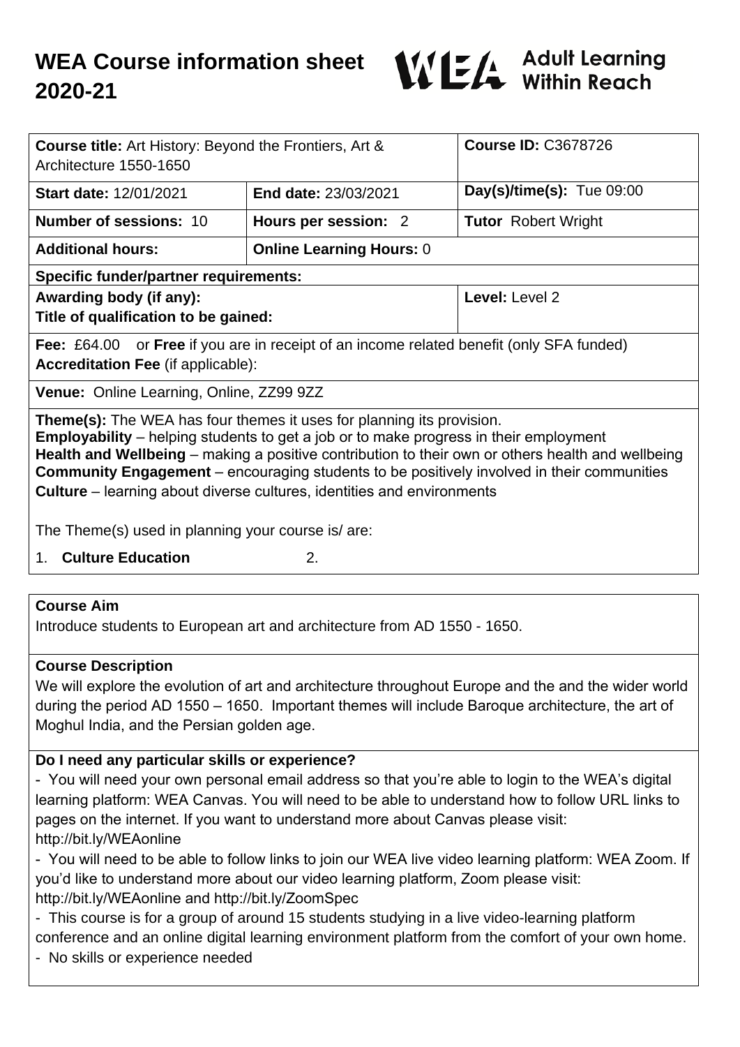# WEA Course information sheet 2020-21

WEA Adult Learning Within Reach

| **Course title:** Art History: Beyond the Frontiers, Art & Architecture 1550-1650 | | **Course ID:** C3678726 |
|---|---|---|
| **Start date:** 12/01/2021 | **End date:** 23/03/2021 | **Day(s)/time(s):** Tue 09:00 |
| **Number of sessions:** 10 | **Hours per session:** 2 | **Tutor** Robert Wright |
| **Additional hours:** | **Online Learning Hours:** 0 | |
| **Specific funder/partner requirements:** | | |
| **Awarding body (if any):** **Title of qualification to be gained:** | | **Level:** Level 2 |
| **Fee:** £64.00 or **Free** if you are in receipt of an income related benefit (only SFA funded) **Accreditation Fee** (if applicable): | | |
| **Venue:** Online Learning, Online, ZZ99 9ZZ | | |

**Theme(s):** The WEA has four themes it uses for planning its provision.
**Employability** – helping students to get a job or to make progress in their employment
**Health and Wellbeing** – making a positive contribution to their own or others health and wellbeing
**Community Engagement** – encouraging students to be positively involved in their communities
**Culture** – learning about diverse cultures, identities and environments

The Theme(s) used in planning your course is/ are:

1. **Culture Education**
2.

## Course Aim

Introduce students to European art and architecture from AD 1550 - 1650.

## Course Description

We will explore the evolution of art and architecture throughout Europe and the and the wider world during the period AD 1550 – 1650. Important themes will include Baroque architecture, the art of Moghul India, and the Persian golden age.

## Do I need any particular skills or experience?

- You will need your own personal email address so that you're able to login to the WEA's digital learning platform: WEA Canvas. You will need to be able to understand how to follow URL links to pages on the internet. If you want to understand more about Canvas please visit: http://bit.ly/WEAonline
- You will need to be able to follow links to join our WEA live video learning platform: WEA Zoom. If you'd like to understand more about our video learning platform, Zoom please visit: http://bit.ly/WEAonline and http://bit.ly/ZoomSpec
- This course is for a group of around 15 students studying in a live video-learning platform conference and an online digital learning environment platform from the comfort of your own home.
- No skills or experience needed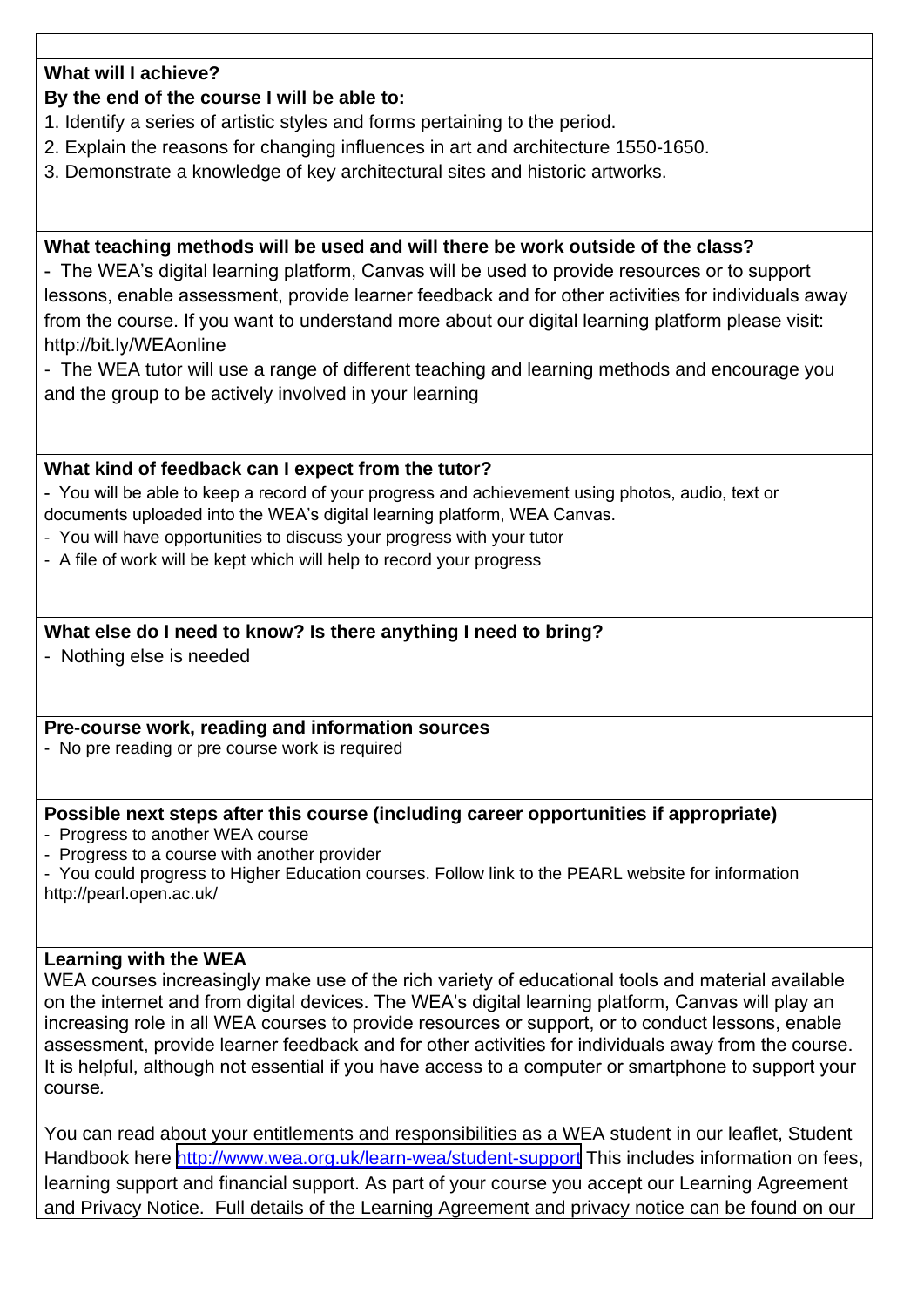**What will I achieve?**

**By the end of the course I will be able to:**

1. Identify a series of artistic styles and forms pertaining to the period.
2. Explain the reasons for changing influences in art and architecture 1550-1650.
3. Demonstrate a knowledge of key architectural sites and historic artworks.

**What teaching methods will be used and will there be work outside of the class?**

- The WEA's digital learning platform, Canvas will be used to provide resources or to support lessons, enable assessment, provide learner feedback and for other activities for individuals away from the course. If you want to understand more about our digital learning platform please visit: http://bit.ly/WEAonline
- The WEA tutor will use a range of different teaching and learning methods and encourage you and the group to be actively involved in your learning

**What kind of feedback can I expect from the tutor?**

- You will be able to keep a record of your progress and achievement using photos, audio, text or documents uploaded into the WEA's digital learning platform, WEA Canvas.
- You will have opportunities to discuss your progress with your tutor
- A file of work will be kept which will help to record your progress

**What else do I need to know? Is there anything I need to bring?**

- Nothing else is needed

**Pre-course work, reading and information sources**

- No pre reading or pre course work is required

**Possible next steps after this course (including career opportunities if appropriate)**

- Progress to another WEA course
- Progress to a course with another provider
- You could progress to Higher Education courses. Follow link to the PEARL website for information http://pearl.open.ac.uk/

**Learning with the WEA**

WEA courses increasingly make use of the rich variety of educational tools and material available on the internet and from digital devices. The WEA's digital learning platform, Canvas will play an increasing role in all WEA courses to provide resources or support, or to conduct lessons, enable assessment, provide learner feedback and for other activities for individuals away from the course. It is helpful, although not essential if you have access to a computer or smartphone to support your course.

You can read about your entitlements and responsibilities as a WEA student in our leaflet, Student Handbook here http://www.wea.org.uk/learn-wea/student-support This includes information on fees, learning support and financial support. As part of your course you accept our Learning Agreement and Privacy Notice. Full details of the Learning Agreement and privacy notice can be found on our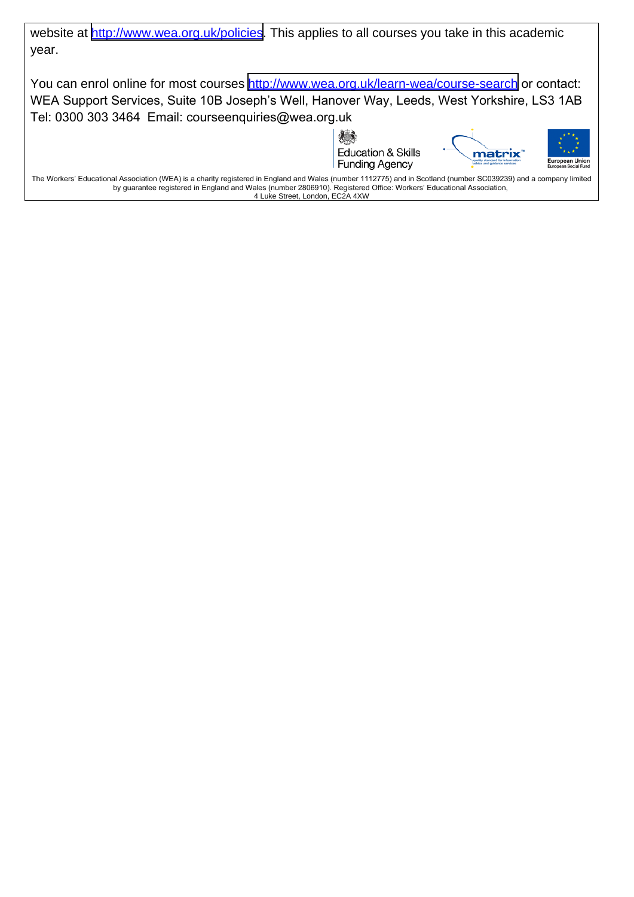website at http://www.wea.org.uk/policies. This applies to all courses you take in this academic year.

You can enrol online for most courses http://www.wea.org.uk/learn-wea/course-search or contact: WEA Support Services, Suite 10B Joseph's Well, Hanover Way, Leeds, West Yorkshire, LS3 1AB Tel: 0300 303 3464 Email: courseenquiries@wea.org.uk

Education & Skills Funding Agency

matrix

European Union European Social Fund

The Workers' Educational Association (WEA) is a charity registered in England and Wales (number 1112775) and in Scotland (number SC039239) and a company limited by guarantee registered in England and Wales (number 2806910). Registered Office: Workers' Educational Association, 4 Luke Street, London, EC2A 4XW